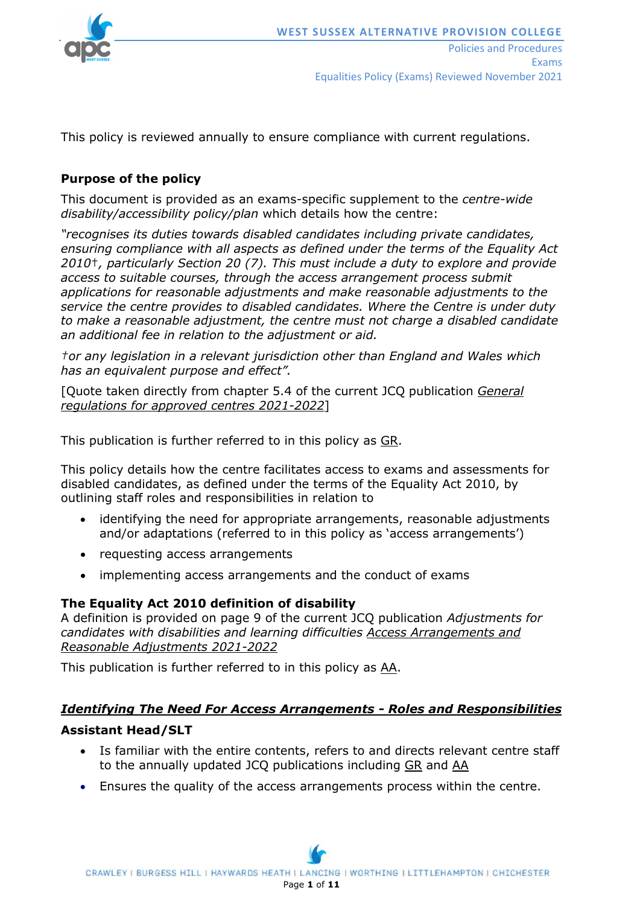This policy is reviewed annually to ensure compliance with current regulations.

## Purpose of the policy

This document is provided as an exams-specific supplement to the *centre-wide disability/accessibility policy/plan* which details how the centre:

*"recognises its duties towards disabled candidates including private candidates, ensuring compliance with all aspects as defined under the terms of the Equality Act 2010†, particularly Section 20 (7). This must include a duty to explore and provide access to suitable courses, through the access arrangement process submit applications for reasonable adjustments and make reasonable adjustments to the service the centre provides to disabled candidates. Where the Centre is under duty to make a reasonable adjustment, the centre must not charge a disabled candidate an additional fee in relation to the adjustment or aid.*

*†or any legislation in a relevant jurisdiction other than England and Wales which has an equivalent purpose and effect".*

[Quote taken directly from chapter 5.4 of the current JCQ publication *General regulations for approved centres 2021-2022*]

This publication is further referred to in this policy as GR.

This policy details how the centre facilitates access to exams and assessments for disabled candidates, as defined under the terms of the Equality Act 2010, by outlining staff roles and responsibilities in relation to

- identifying the need for appropriate arrangements, reasonable adjustments and/or adaptations (referred to in this policy as 'access arrangements')
- requesting access arrangements
- implementing access arrangements and the conduct of exams

## The Equality Act 2010 definition of disability

A definition is provided on page 9 of the current JCQ publication *Adjustments for candidates with disabilities and learning difficulties Access Arrangements and Reasonable Adjustments 2021-2022*

This publication is further referred to in this policy as AA.

## *Identifying The Need For Access Arrangements - Roles and Responsibilities*

### Assistant Head/SLT

- Is familiar with the entire contents, refers to and directs relevant centre staff to the annually updated JCQ publications including GR and AA
- Ensures the quality of the access arrangements process within the centre.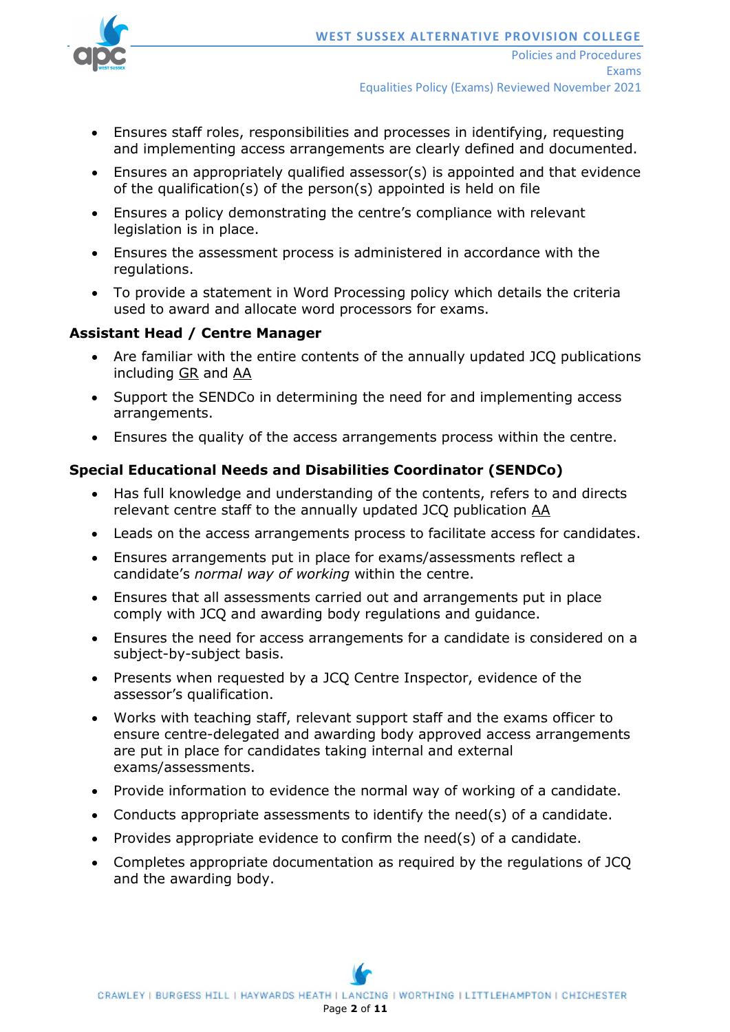- Ensures staff roles, responsibilities and processes in identifying, requesting and implementing access arrangements are clearly defined and documented.
- Ensures an appropriately qualified assessor(s) is appointed and that evidence of the qualification(s) of the person(s) appointed is held on file
- Ensures a policy demonstrating the centre's compliance with relevant legislation is in place.
- Ensures the assessment process is administered in accordance with the regulations.
- To provide a statement in Word Processing policy which details the criteria used to award and allocate word processors for exams.

**Assistant Head / Centre Manager**

- Are familiar with the entire contents of the annually updated JCQ publications including GR and AA
- Support the SENDCo in determining the need for and implementing access arrangements.
- Ensures the quality of the access arrangements process within the centre.

**Special Educational Needs and Disabilities Coordinator (SENDCo)**

- Has full knowledge and understanding of the contents, refers to and directs relevant centre staff to the annually updated JCQ publication AA
- Leads on the access arrangements process to facilitate access for candidates.
- Ensures arrangements put in place for exams/assessments reflect a candidate's *normal way of working* within the centre.
- Ensures that all assessments carried out and arrangements put in place comply with JCQ and awarding body regulations and guidance.
- Ensures the need for access arrangements for a candidate is considered on a subject-by-subject basis.
- Presents when requested by a JCQ Centre Inspector, evidence of the assessor's qualification.
- Works with teaching staff, relevant support staff and the exams officer to ensure centre-delegated and awarding body approved access arrangements are put in place for candidates taking internal and external exams/assessments.
- Provide information to evidence the normal way of working of a candidate.
- Conducts appropriate assessments to identify the need(s) of a candidate.
- Provides appropriate evidence to confirm the need(s) of a candidate.
- Completes appropriate documentation as required by the regulations of JCQ and the awarding body.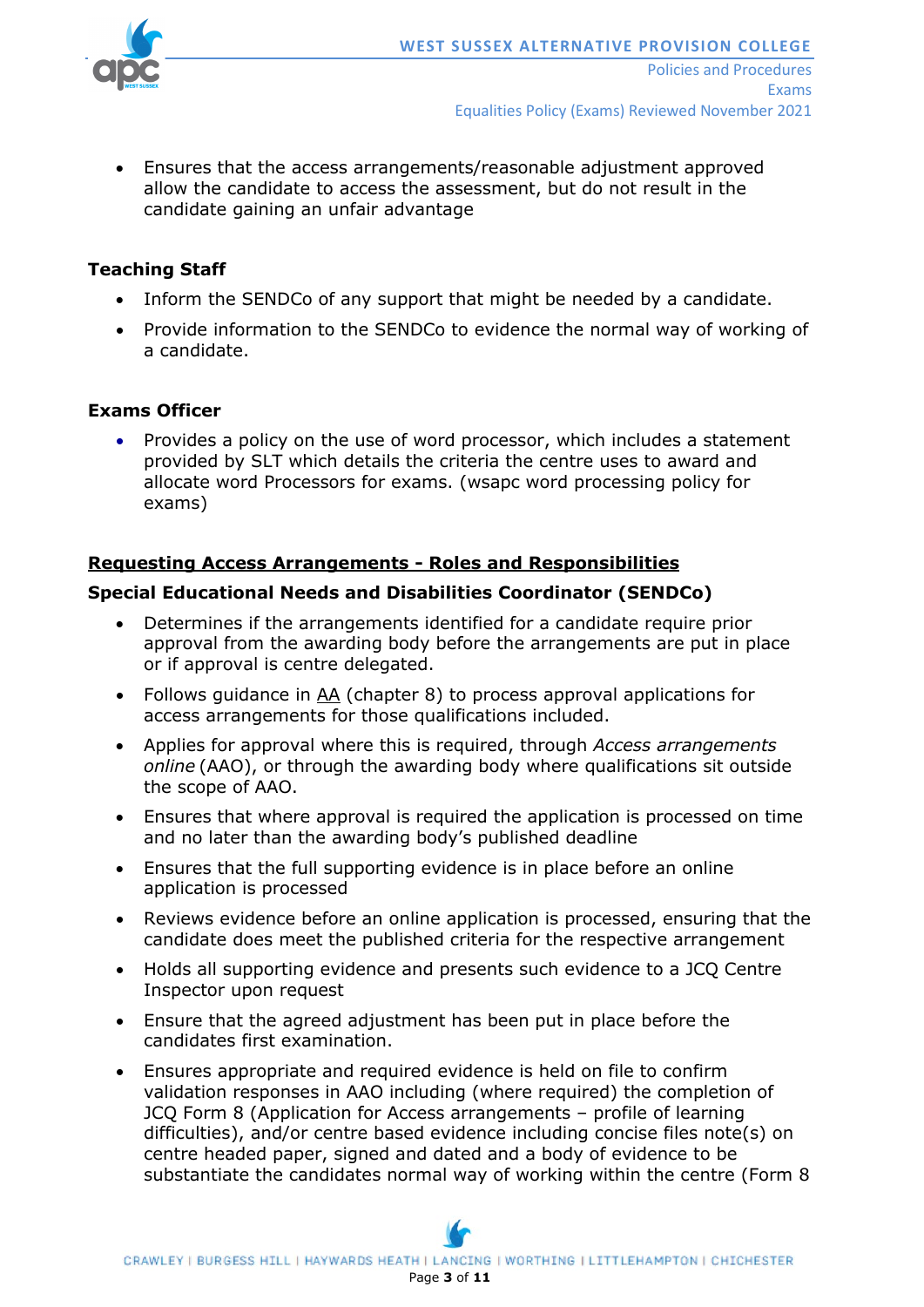- Ensures that the access arrangements/reasonable adjustment approved allow the candidate to access the assessment, but do not result in the candidate gaining an unfair advantage

**Teaching Staff**

- Inform the SENDCo of any support that might be needed by a candidate.
- Provide information to the SENDCo to evidence the normal way of working of a candidate.

**Exams Officer**

- Provides a policy on the use of word processor, which includes a statement provided by SLT which details the criteria the centre uses to award and allocate word Processors for exams. (wsapc word processing policy for exams)

**Requesting Access Arrangements - Roles and Responsibilities**

**Special Educational Needs and Disabilities Coordinator (SENDCo)**

- Determines if the arrangements identified for a candidate require prior approval from the awarding body before the arrangements are put in place or if approval is centre delegated.
- Follows guidance in AA (chapter 8) to process approval applications for access arrangements for those qualifications included.
- Applies for approval where this is required, through *Access arrangements online* (AAO), or through the awarding body where qualifications sit outside the scope of AAO.
- Ensures that where approval is required the application is processed on time and no later than the awarding body's published deadline
- Ensures that the full supporting evidence is in place before an online application is processed
- Reviews evidence before an online application is processed, ensuring that the candidate does meet the published criteria for the respective arrangement
- Holds all supporting evidence and presents such evidence to a JCQ Centre Inspector upon request
- Ensure that the agreed adjustment has been put in place before the candidates first examination.
- Ensures appropriate and required evidence is held on file to confirm validation responses in AAO including (where required) the completion of JCQ Form 8 (Application for Access arrangements – profile of learning difficulties), and/or centre based evidence including concise files note(s) on centre headed paper, signed and dated and a body of evidence to be substantiate the candidates normal way of working within the centre (Form 8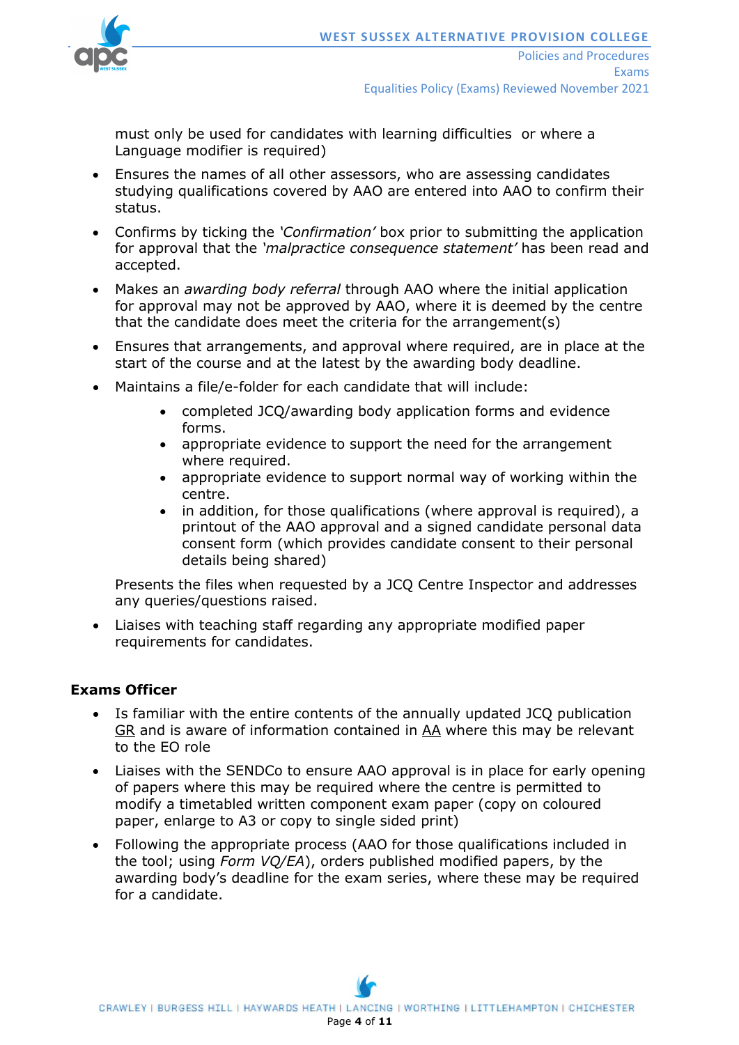must only be used for candidates with learning difficulties or where a Language modifier is required)

- Ensures the names of all other assessors, who are assessing candidates studying qualifications covered by AAO are entered into AAO to confirm their status.
- Confirms by ticking the *'Confirmation'* box prior to submitting the application for approval that the *'malpractice consequence statement'* has been read and accepted.
- Makes an *awarding body referral* through AAO where the initial application for approval may not be approved by AAO, where it is deemed by the centre that the candidate does meet the criteria for the arrangement(s)
- Ensures that arrangements, and approval where required, are in place at the start of the course and at the latest by the awarding body deadline.
- Maintains a file/e-folder for each candidate that will include:
    - completed JCQ/awarding body application forms and evidence forms.
    - appropriate evidence to support the need for the arrangement where required.
    - appropriate evidence to support normal way of working within the centre.
    - in addition, for those qualifications (where approval is required), a printout of the AAO approval and a signed candidate personal data consent form (which provides candidate consent to their personal details being shared)

  Presents the files when requested by a JCQ Centre Inspector and addresses any queries/questions raised.

- Liaises with teaching staff regarding any appropriate modified paper requirements for candidates.

**Exams Officer**

- Is familiar with the entire contents of the annually updated JCQ publication GR and is aware of information contained in AA where this may be relevant to the EO role
- Liaises with the SENDCo to ensure AAO approval is in place for early opening of papers where this may be required where the centre is permitted to modify a timetabled written component exam paper (copy on coloured paper, enlarge to A3 or copy to single sided print)
- Following the appropriate process (AAO for those qualifications included in the tool; using *Form VQ/EA*), orders published modified papers, by the awarding body's deadline for the exam series, where these may be required for a candidate.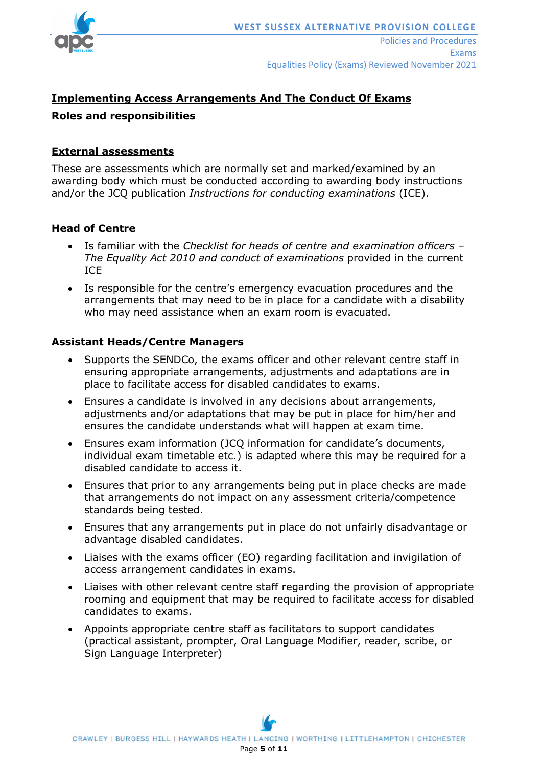## Implementing Access Arrangements And The Conduct Of Exams

**Roles and responsibilities**

### External assessments

These are assessments which are normally set and marked/examined by an awarding body which must be conducted according to awarding body instructions and/or the JCQ publication *Instructions for conducting examinations* (ICE).

**Head of Centre**

- Is familiar with the *Checklist for heads of centre and examination officers – The Equality Act 2010 and conduct of examinations* provided in the current ICE
- Is responsible for the centre's emergency evacuation procedures and the arrangements that may need to be in place for a candidate with a disability who may need assistance when an exam room is evacuated.

**Assistant Heads/Centre Managers**

- Supports the SENDCo, the exams officer and other relevant centre staff in ensuring appropriate arrangements, adjustments and adaptations are in place to facilitate access for disabled candidates to exams.
- Ensures a candidate is involved in any decisions about arrangements, adjustments and/or adaptations that may be put in place for him/her and ensures the candidate understands what will happen at exam time.
- Ensures exam information (JCQ information for candidate's documents, individual exam timetable etc.) is adapted where this may be required for a disabled candidate to access it.
- Ensures that prior to any arrangements being put in place checks are made that arrangements do not impact on any assessment criteria/competence standards being tested.
- Ensures that any arrangements put in place do not unfairly disadvantage or advantage disabled candidates.
- Liaises with the exams officer (EO) regarding facilitation and invigilation of access arrangement candidates in exams.
- Liaises with other relevant centre staff regarding the provision of appropriate rooming and equipment that may be required to facilitate access for disabled candidates to exams.
- Appoints appropriate centre staff as facilitators to support candidates (practical assistant, prompter, Oral Language Modifier, reader, scribe, or Sign Language Interpreter)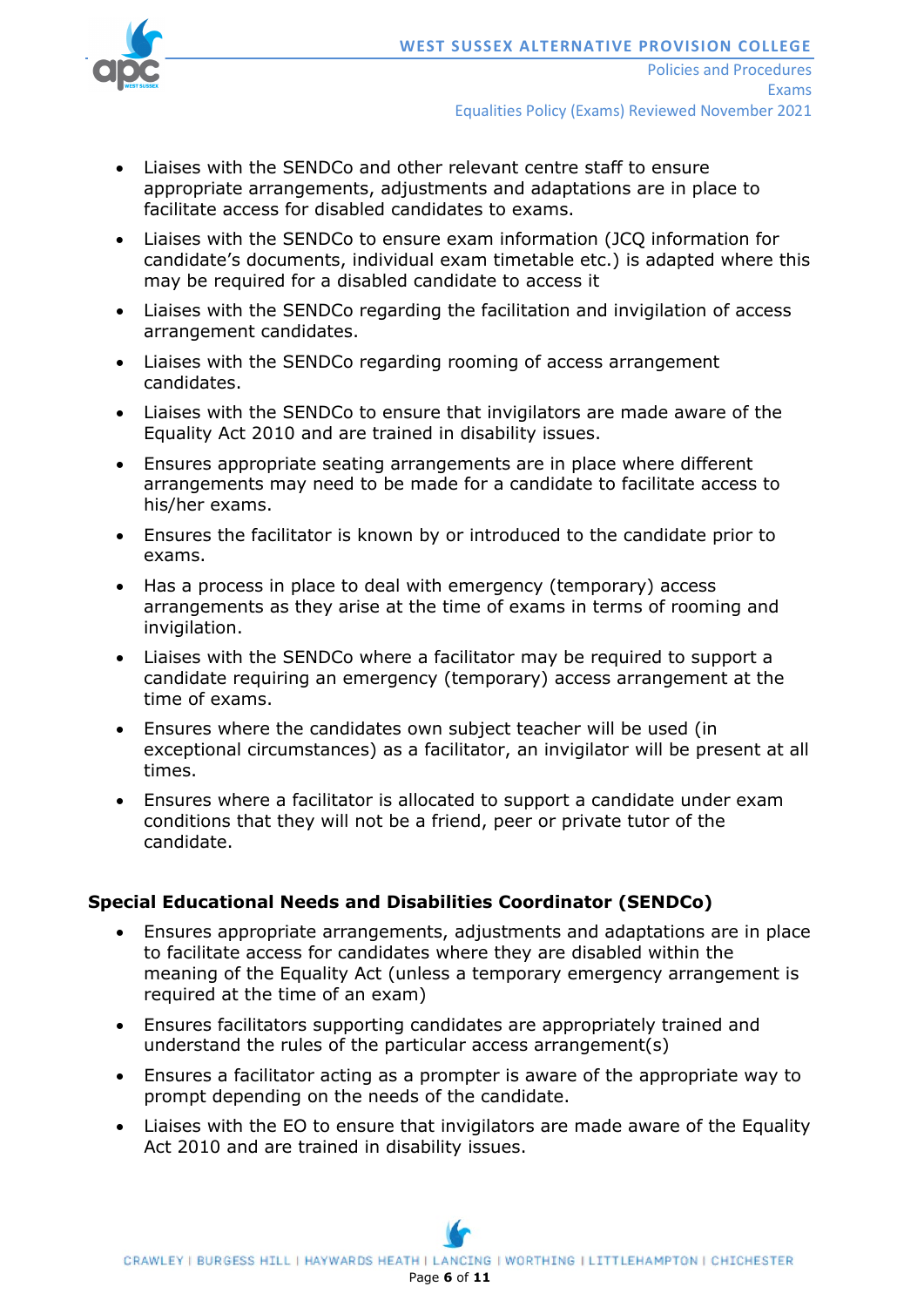- Liaises with the SENDCo and other relevant centre staff to ensure appropriate arrangements, adjustments and adaptations are in place to facilitate access for disabled candidates to exams.
- Liaises with the SENDCo to ensure exam information (JCQ information for candidate's documents, individual exam timetable etc.) is adapted where this may be required for a disabled candidate to access it
- Liaises with the SENDCo regarding the facilitation and invigilation of access arrangement candidates.
- Liaises with the SENDCo regarding rooming of access arrangement candidates.
- Liaises with the SENDCo to ensure that invigilators are made aware of the Equality Act 2010 and are trained in disability issues.
- Ensures appropriate seating arrangements are in place where different arrangements may need to be made for a candidate to facilitate access to his/her exams.
- Ensures the facilitator is known by or introduced to the candidate prior to exams.
- Has a process in place to deal with emergency (temporary) access arrangements as they arise at the time of exams in terms of rooming and invigilation.
- Liaises with the SENDCo where a facilitator may be required to support a candidate requiring an emergency (temporary) access arrangement at the time of exams.
- Ensures where the candidates own subject teacher will be used (in exceptional circumstances) as a facilitator, an invigilator will be present at all times.
- Ensures where a facilitator is allocated to support a candidate under exam conditions that they will not be a friend, peer or private tutor of the candidate.

### Special Educational Needs and Disabilities Coordinator (SENDCo)

- Ensures appropriate arrangements, adjustments and adaptations are in place to facilitate access for candidates where they are disabled within the meaning of the Equality Act (unless a temporary emergency arrangement is required at the time of an exam)
- Ensures facilitators supporting candidates are appropriately trained and understand the rules of the particular access arrangement(s)
- Ensures a facilitator acting as a prompter is aware of the appropriate way to prompt depending on the needs of the candidate.
- Liaises with the EO to ensure that invigilators are made aware of the Equality Act 2010 and are trained in disability issues.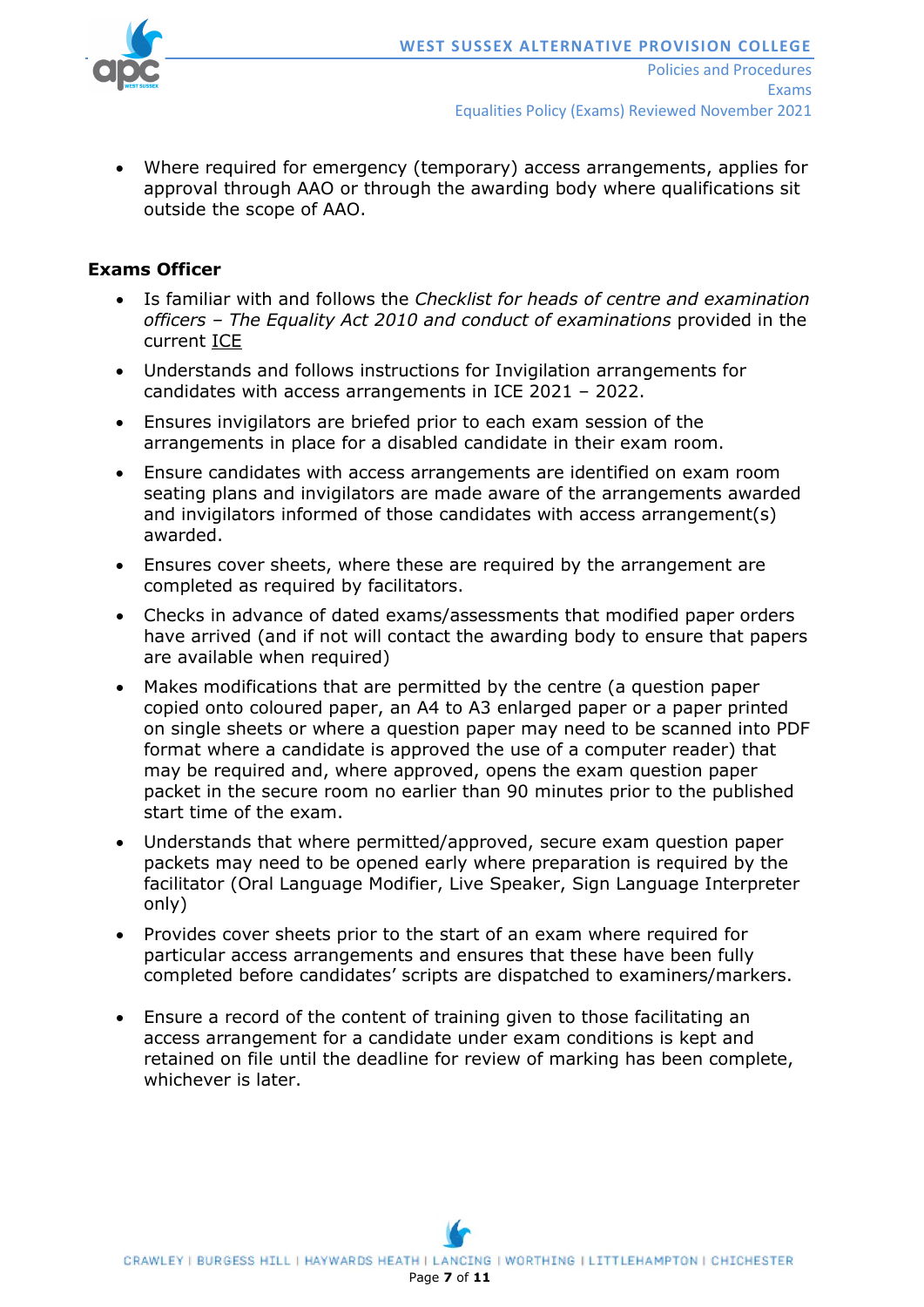- Where required for emergency (temporary) access arrangements, applies for approval through AAO or through the awarding body where qualifications sit outside the scope of AAO.

**Exams Officer**

- Is familiar with and follows the *Checklist for heads of centre and examination officers – The Equality Act 2010 and conduct of examinations* provided in the current ICE
- Understands and follows instructions for Invigilation arrangements for candidates with access arrangements in ICE 2021 – 2022.
- Ensures invigilators are briefed prior to each exam session of the arrangements in place for a disabled candidate in their exam room.
- Ensure candidates with access arrangements are identified on exam room seating plans and invigilators are made aware of the arrangements awarded and invigilators informed of those candidates with access arrangement(s) awarded.
- Ensures cover sheets, where these are required by the arrangement are completed as required by facilitators.
- Checks in advance of dated exams/assessments that modified paper orders have arrived (and if not will contact the awarding body to ensure that papers are available when required)
- Makes modifications that are permitted by the centre (a question paper copied onto coloured paper, an A4 to A3 enlarged paper or a paper printed on single sheets or where a question paper may need to be scanned into PDF format where a candidate is approved the use of a computer reader) that may be required and, where approved, opens the exam question paper packet in the secure room no earlier than 90 minutes prior to the published start time of the exam.
- Understands that where permitted/approved, secure exam question paper packets may need to be opened early where preparation is required by the facilitator (Oral Language Modifier, Live Speaker, Sign Language Interpreter only)
- Provides cover sheets prior to the start of an exam where required for particular access arrangements and ensures that these have been fully completed before candidates' scripts are dispatched to examiners/markers.
- Ensure a record of the content of training given to those facilitating an access arrangement for a candidate under exam conditions is kept and retained on file until the deadline for review of marking has been complete, whichever is later.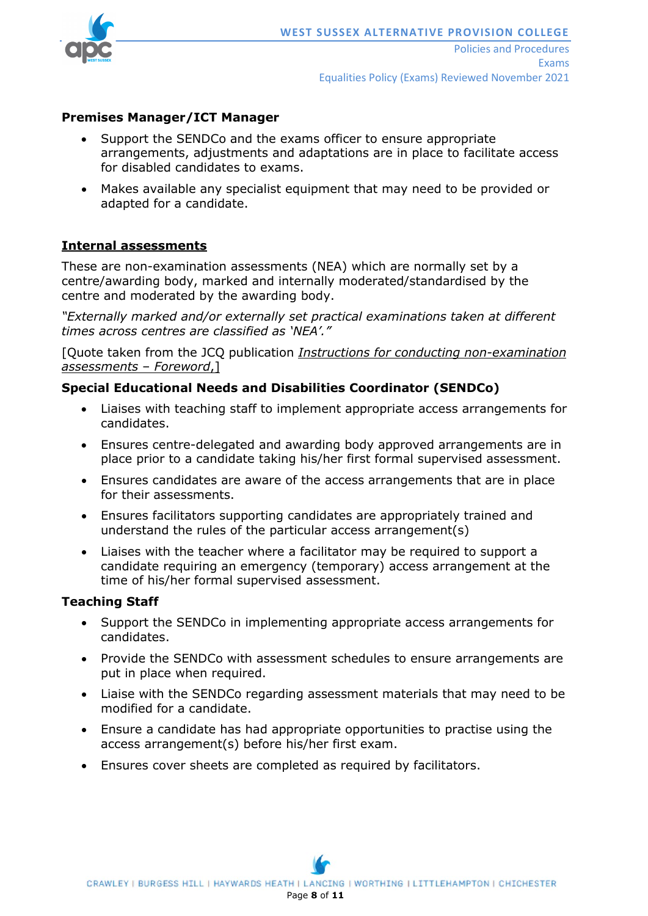**Premises Manager/ICT Manager**

- Support the SENDCo and the exams officer to ensure appropriate arrangements, adjustments and adaptations are in place to facilitate access for disabled candidates to exams.
- Makes available any specialist equipment that may need to be provided or adapted for a candidate.

## Internal assessments

These are non-examination assessments (NEA) which are normally set by a centre/awarding body, marked and internally moderated/standardised by the centre and moderated by the awarding body.

*"Externally marked and/or externally set practical examinations taken at different times across centres are classified as 'NEA'."*

[Quote taken from the JCQ publication *Instructions for conducting non-examination assessments – Foreword*,]

**Special Educational Needs and Disabilities Coordinator (SENDCo)**

- Liaises with teaching staff to implement appropriate access arrangements for candidates.
- Ensures centre-delegated and awarding body approved arrangements are in place prior to a candidate taking his/her first formal supervised assessment.
- Ensures candidates are aware of the access arrangements that are in place for their assessments.
- Ensures facilitators supporting candidates are appropriately trained and understand the rules of the particular access arrangement(s)
- Liaises with the teacher where a facilitator may be required to support a candidate requiring an emergency (temporary) access arrangement at the time of his/her formal supervised assessment.

**Teaching Staff**

- Support the SENDCo in implementing appropriate access arrangements for candidates.
- Provide the SENDCo with assessment schedules to ensure arrangements are put in place when required.
- Liaise with the SENDCo regarding assessment materials that may need to be modified for a candidate.
- Ensure a candidate has had appropriate opportunities to practise using the access arrangement(s) before his/her first exam.
- Ensures cover sheets are completed as required by facilitators.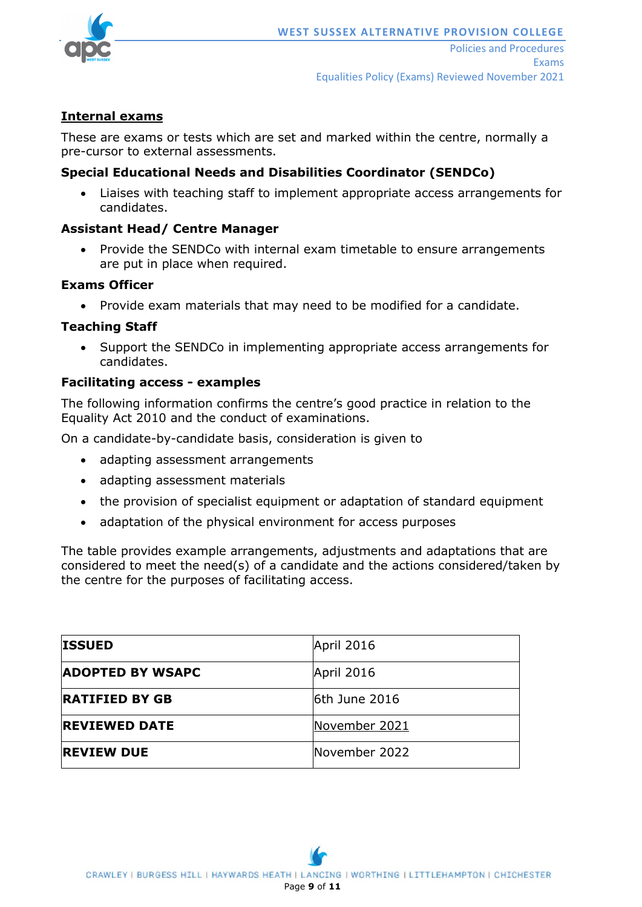**Internal exams**

These are exams or tests which are set and marked within the centre, normally a pre-cursor to external assessments.

**Special Educational Needs and Disabilities Coordinator (SENDCo)**

- Liaises with teaching staff to implement appropriate access arrangements for candidates.

**Assistant Head/ Centre Manager**

- Provide the SENDCo with internal exam timetable to ensure arrangements are put in place when required.

**Exams Officer**

- Provide exam materials that may need to be modified for a candidate.

**Teaching Staff**

- Support the SENDCo in implementing appropriate access arrangements for candidates.

**Facilitating access - examples**

The following information confirms the centre's good practice in relation to the Equality Act 2010 and the conduct of examinations.

On a candidate-by-candidate basis, consideration is given to

- adapting assessment arrangements
- adapting assessment materials
- the provision of specialist equipment or adaptation of standard equipment
- adaptation of the physical environment for access purposes

The table provides example arrangements, adjustments and adaptations that are considered to meet the need(s) of a candidate and the actions considered/taken by the centre for the purposes of facilitating access.

| | |
|---|---|
| **ISSUED** | April 2016 |
| **ADOPTED BY WSAPC** | April 2016 |
| **RATIFIED BY GB** | 6th June 2016 |
| **REVIEWED DATE** | November 2021 |
| **REVIEW DUE** | November 2022 |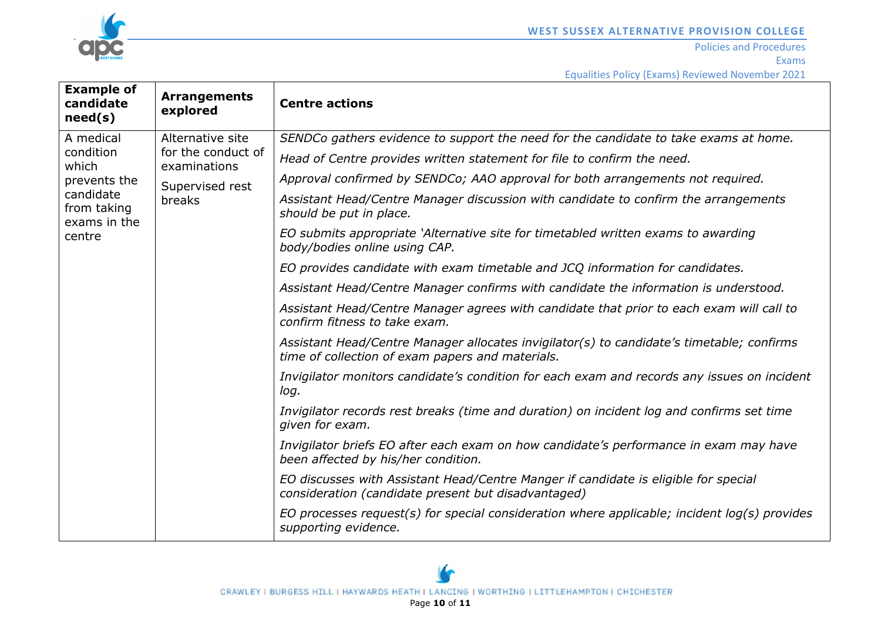| **Example of candidate need(s)** | **Arrangements explored** | **Centre actions** |
| --- | --- | --- |
| A medical condition which prevents the candidate from taking exams in the centre | Alternative site for the conduct of examinations<br><br>Supervised rest breaks | *SENDCo gathers evidence to support the need for the candidate to take exams at home.*<br><br>*Head of Centre provides written statement for file to confirm the need.*<br><br>*Approval confirmed by SENDCo; AAO approval for both arrangements not required.*<br><br>*Assistant Head/Centre Manager discussion with candidate to confirm the arrangements should be put in place.*<br><br>*EO submits appropriate 'Alternative site for timetabled written exams to awarding body/bodies online using CAP.*<br><br>*EO provides candidate with exam timetable and JCQ information for candidates.*<br><br>*Assistant Head/Centre Manager confirms with candidate the information is understood.*<br><br>*Assistant Head/Centre Manager agrees with candidate that prior to each exam will call to confirm fitness to take exam.*<br><br>*Assistant Head/Centre Manager allocates invigilator(s) to candidate's timetable; confirms time of collection of exam papers and materials.*<br><br>*Invigilator monitors candidate's condition for each exam and records any issues on incident log.*<br><br>*Invigilator records rest breaks (time and duration) on incident log and confirms set time given for exam.*<br><br>*Invigilator briefs EO after each exam on how candidate's performance in exam may have been affected by his/her condition.*<br><br>*EO discusses with Assistant Head/Centre Manger if candidate is eligible for special consideration (candidate present but disadvantaged)*<br><br>*EO processes request(s) for special consideration where applicable; incident log(s) provides supporting evidence.* |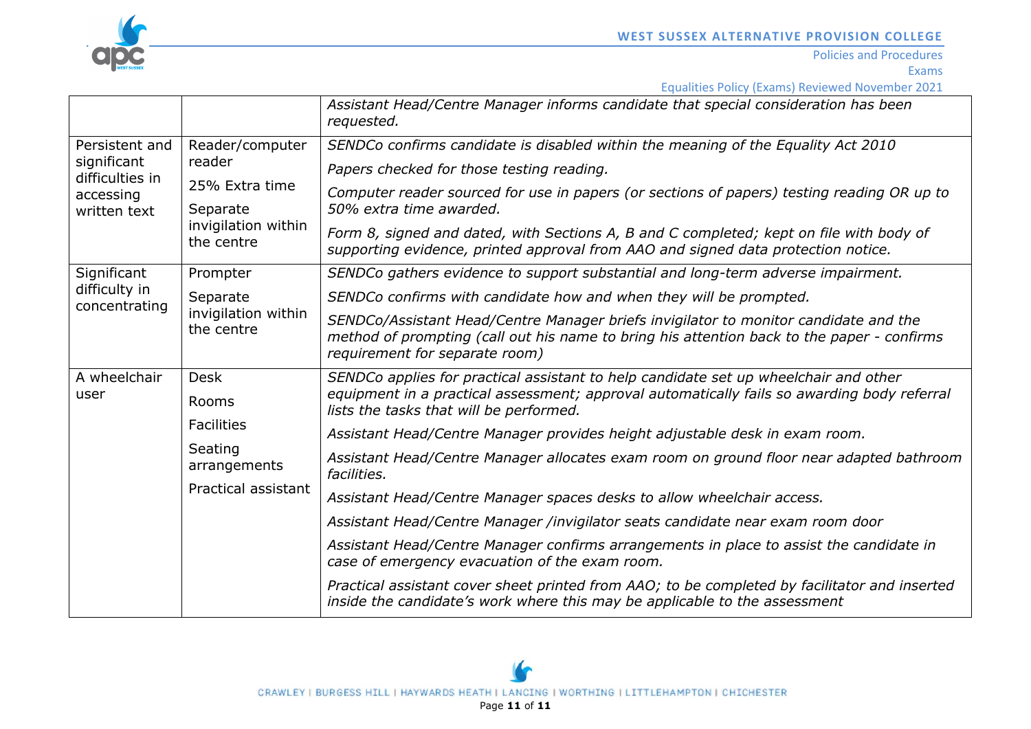| | | |
|---|---|---|
| | | *Assistant Head/Centre Manager informs candidate that special consideration has been requested.* |
| Persistent and significant difficulties in accessing written text | Reader/computer reader<br>25% Extra time<br>Separate invigilation within the centre | *SENDCo confirms candidate is disabled within the meaning of the Equality Act 2010*<br>*Papers checked for those testing reading.*<br>*Computer reader sourced for use in papers (or sections of papers) testing reading OR up to 50% extra time awarded.*<br>*Form 8, signed and dated, with Sections A, B and C completed; kept on file with body of supporting evidence, printed approval from AAO and signed data protection notice.* |
| Significant difficulty in concentrating | Prompter<br>Separate invigilation within the centre | *SENDCo gathers evidence to support substantial and long-term adverse impairment.*<br>*SENDCo confirms with candidate how and when they will be prompted.*<br>*SENDCo/Assistant Head/Centre Manager briefs invigilator to monitor candidate and the method of prompting (call out his name to bring his attention back to the paper - confirms requirement for separate room)* |
| A wheelchair user | Desk<br>Rooms<br>Facilities<br>Seating arrangements<br>Practical assistant | *SENDCo applies for practical assistant to help candidate set up wheelchair and other equipment in a practical assessment; approval automatically fails so awarding body referral lists the tasks that will be performed.*<br>*Assistant Head/Centre Manager provides height adjustable desk in exam room.*<br>*Assistant Head/Centre Manager allocates exam room on ground floor near adapted bathroom facilities.*<br>*Assistant Head/Centre Manager spaces desks to allow wheelchair access.*<br>*Assistant Head/Centre Manager /invigilator seats candidate near exam room door*<br>*Assistant Head/Centre Manager confirms arrangements in place to assist the candidate in case of emergency evacuation of the exam room.*<br>*Practical assistant cover sheet printed from AAO; to be completed by facilitator and inserted inside the candidate's work where this may be applicable to the assessment* |